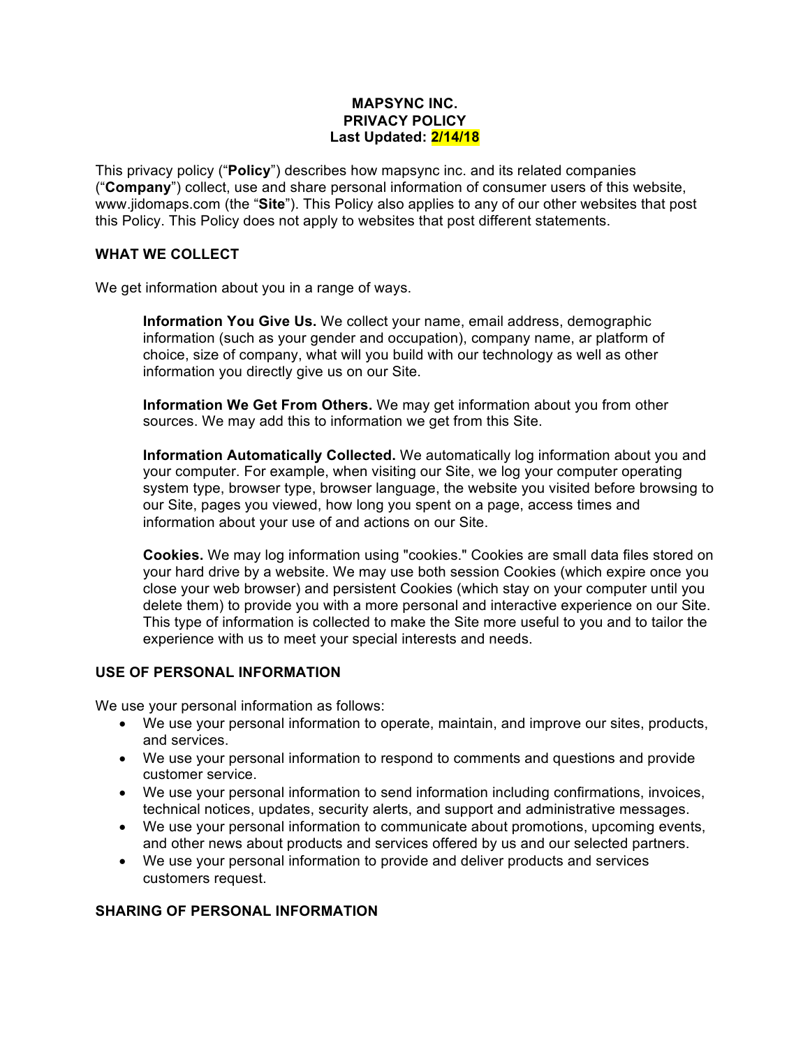**MAPSYNC INC.**
**PRIVACY POLICY**
**Last Updated: 2/14/18**

This privacy policy ("**Policy**") describes how mapsync inc. and its related companies ("**Company**") collect, use and share personal information of consumer users of this website, www.jidomaps.com (the "**Site**"). This Policy also applies to any of our other websites that post this Policy. This Policy does not apply to websites that post different statements.

## WHAT WE COLLECT

We get information about you in a range of ways.

**Information You Give Us.** We collect your name, email address, demographic information (such as your gender and occupation), company name, ar platform of choice, size of company, what will you build with our technology as well as other information you directly give us on our Site.

**Information We Get From Others.** We may get information about you from other sources. We may add this to information we get from this Site.

**Information Automatically Collected.** We automatically log information about you and your computer. For example, when visiting our Site, we log your computer operating system type, browser type, browser language, the website you visited before browsing to our Site, pages you viewed, how long you spent on a page, access times and information about your use of and actions on our Site.

**Cookies.** We may log information using "cookies." Cookies are small data files stored on your hard drive by a website. We may use both session Cookies (which expire once you close your web browser) and persistent Cookies (which stay on your computer until you delete them) to provide you with a more personal and interactive experience on our Site. This type of information is collected to make the Site more useful to you and to tailor the experience with us to meet your special interests and needs.

## USE OF PERSONAL INFORMATION

We use your personal information as follows:

- We use your personal information to operate, maintain, and improve our sites, products, and services.
- We use your personal information to respond to comments and questions and provide customer service.
- We use your personal information to send information including confirmations, invoices, technical notices, updates, security alerts, and support and administrative messages.
- We use your personal information to communicate about promotions, upcoming events, and other news about products and services offered by us and our selected partners.
- We use your personal information to provide and deliver products and services customers request.

## SHARING OF PERSONAL INFORMATION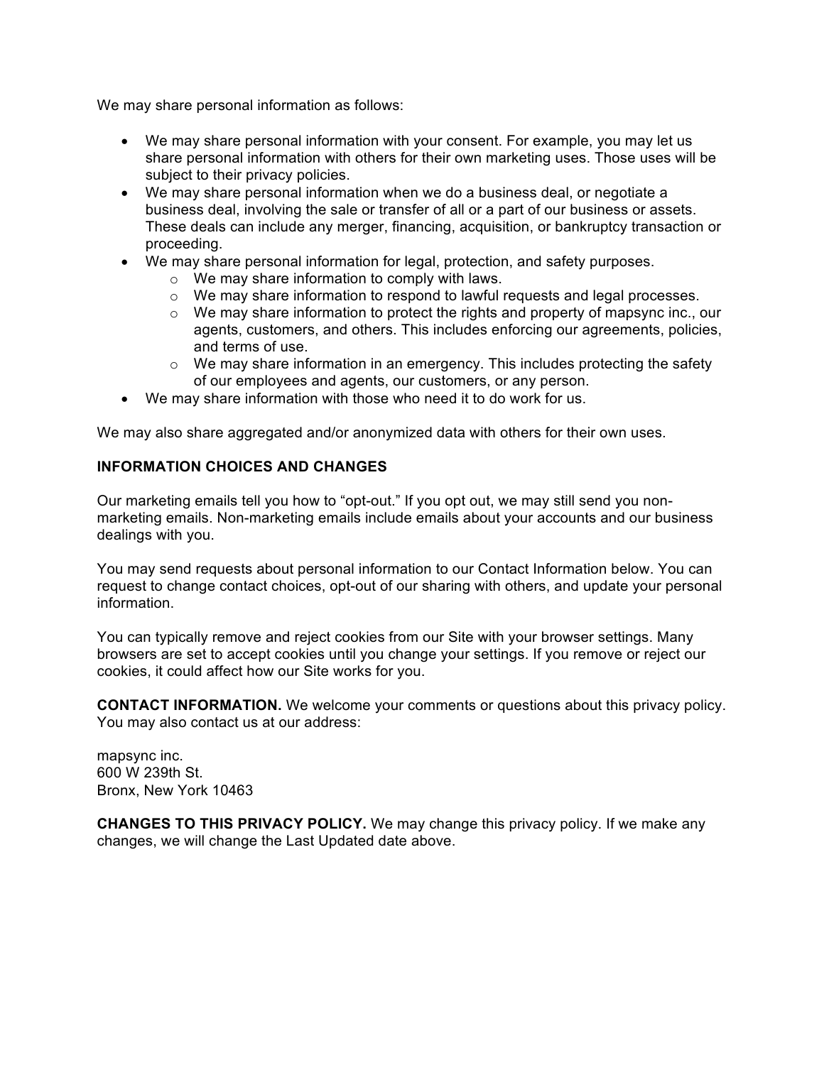We may share personal information as follows:

- We may share personal information with your consent. For example, you may let us share personal information with others for their own marketing uses. Those uses will be subject to their privacy policies.
- We may share personal information when we do a business deal, or negotiate a business deal, involving the sale or transfer of all or a part of our business or assets. These deals can include any merger, financing, acquisition, or bankruptcy transaction or proceeding.
- We may share personal information for legal, protection, and safety purposes.
  - We may share information to comply with laws.
  - We may share information to respond to lawful requests and legal processes.
  - We may share information to protect the rights and property of mapsync inc., our agents, customers, and others. This includes enforcing our agreements, policies, and terms of use.
  - We may share information in an emergency. This includes protecting the safety of our employees and agents, our customers, or any person.
- We may share information with those who need it to do work for us.

We may also share aggregated and/or anonymized data with others for their own uses.

**INFORMATION CHOICES AND CHANGES**

Our marketing emails tell you how to "opt-out." If you opt out, we may still send you non-marketing emails. Non-marketing emails include emails about your accounts and our business dealings with you.

You may send requests about personal information to our Contact Information below. You can request to change contact choices, opt-out of our sharing with others, and update your personal information.

You can typically remove and reject cookies from our Site with your browser settings. Many browsers are set to accept cookies until you change your settings. If you remove or reject our cookies, it could affect how our Site works for you.

**CONTACT INFORMATION.** We welcome your comments or questions about this privacy policy. You may also contact us at our address:

mapsync inc.
600 W 239th St.
Bronx, New York 10463

**CHANGES TO THIS PRIVACY POLICY.** We may change this privacy policy. If we make any changes, we will change the Last Updated date above.